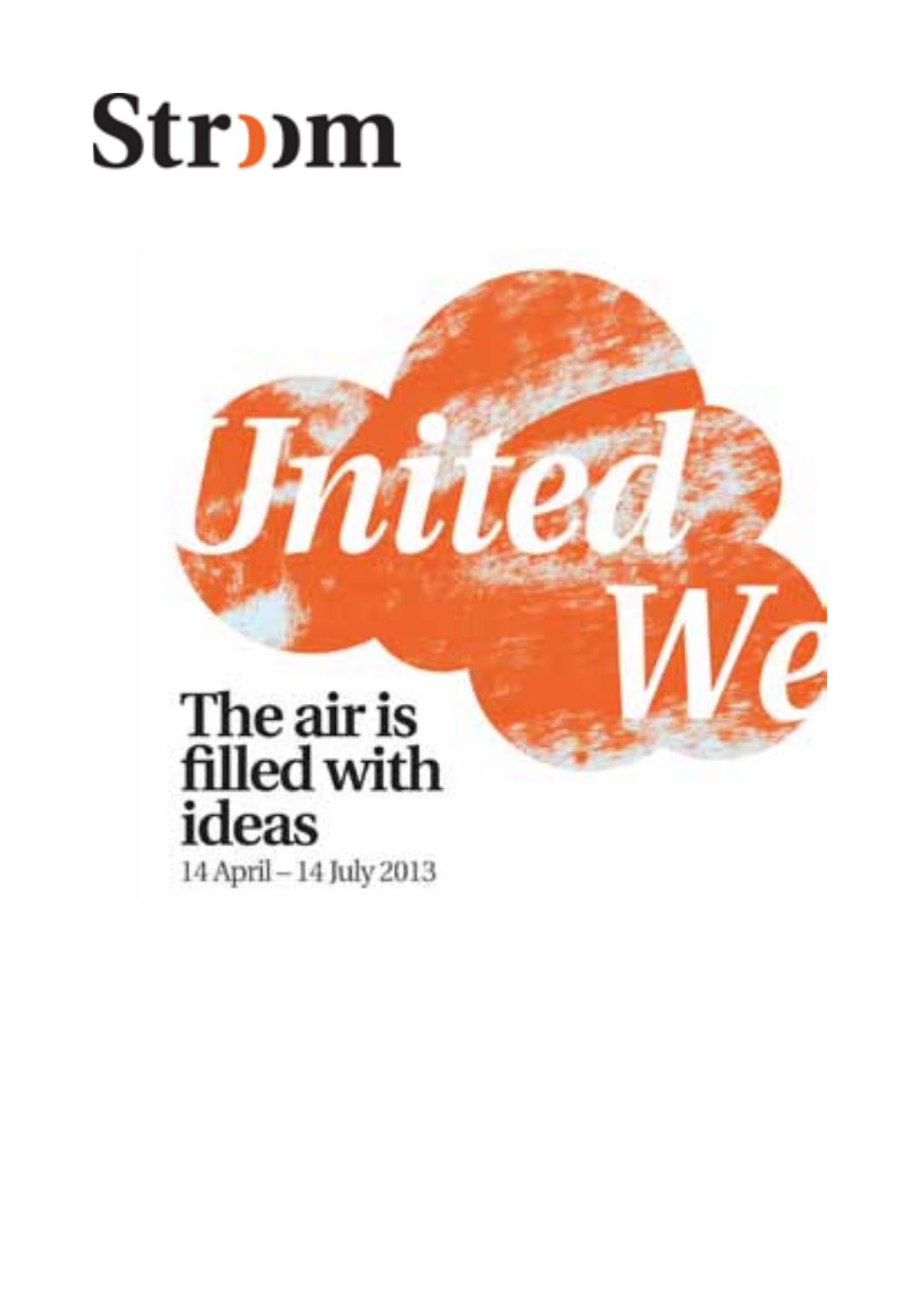# Stroom

# United We

## The air is filled with ideas

14 April – 14 July 2013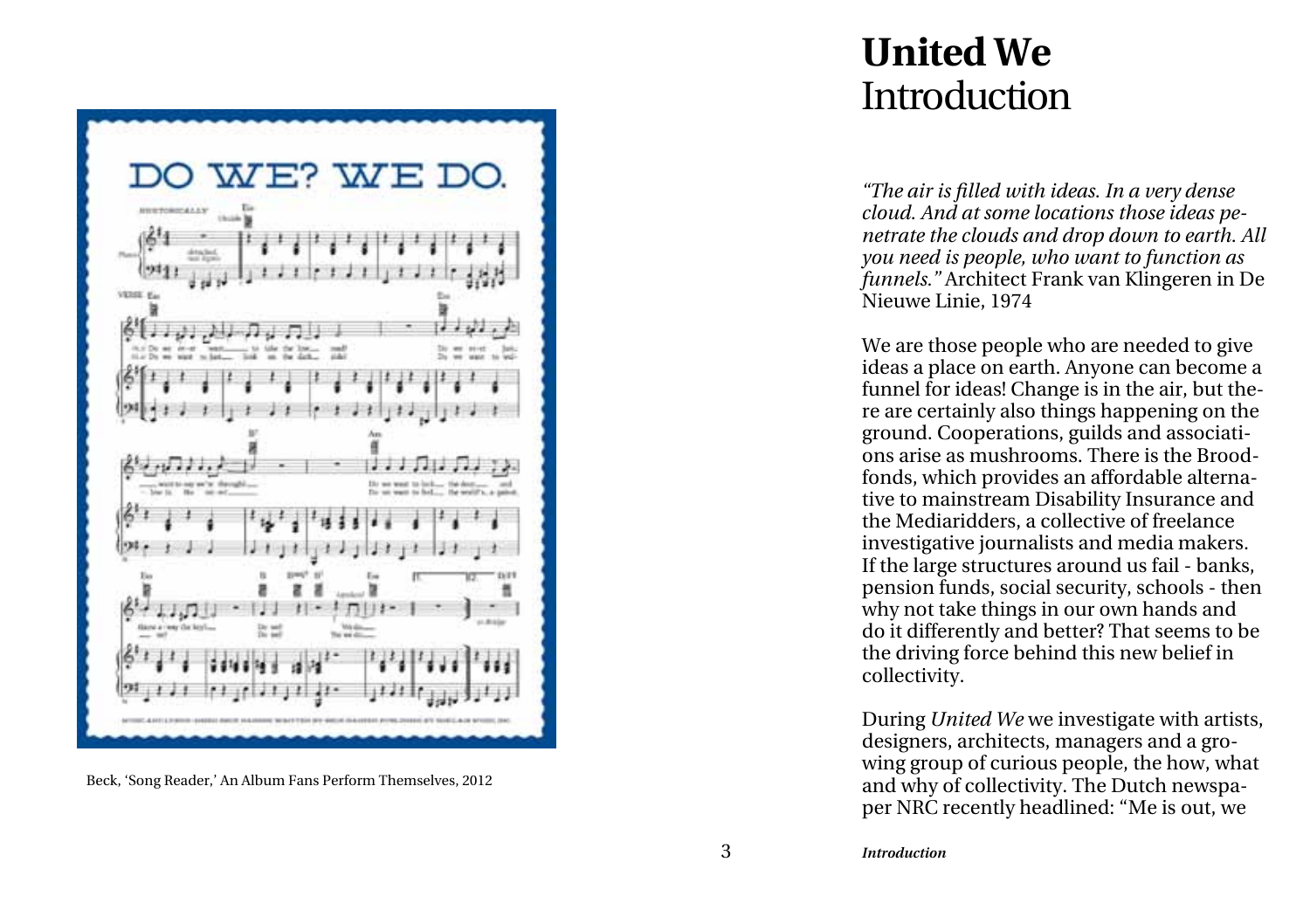Beck, 'Song Reader,' An Album Fans Perform Themselves, 2012

# **United We** Introduction

*"The air is filled with ideas. In a very dense cloud. And at some locations those ideas penetrate the clouds and drop down to earth. All you need is people, who want to function as funnels."* Architect Frank van Klingeren in De Nieuwe Linie, 1974

We are those people who are needed to give ideas a place on earth. Anyone can become a funnel for ideas! Change is in the air, but there are certainly also things happening on the ground. Cooperations, guilds and associations arise as mushrooms. There is the Broodfonds, which provides an affordable alternative to mainstream Disability Insurance and the Mediaridders, a collective of freelance investigative journalists and media makers. If the large structures around us fail - banks, pension funds, social security, schools - then why not take things in our own hands and do it differently and better? That seems to be the driving force behind this new belief in collectivity.

During *United We* we investigate with artists, designers, architects, managers and a growing group of curious people, the how, what and why of collectivity. The Dutch newspaper NRC recently headlined: "Me is out, we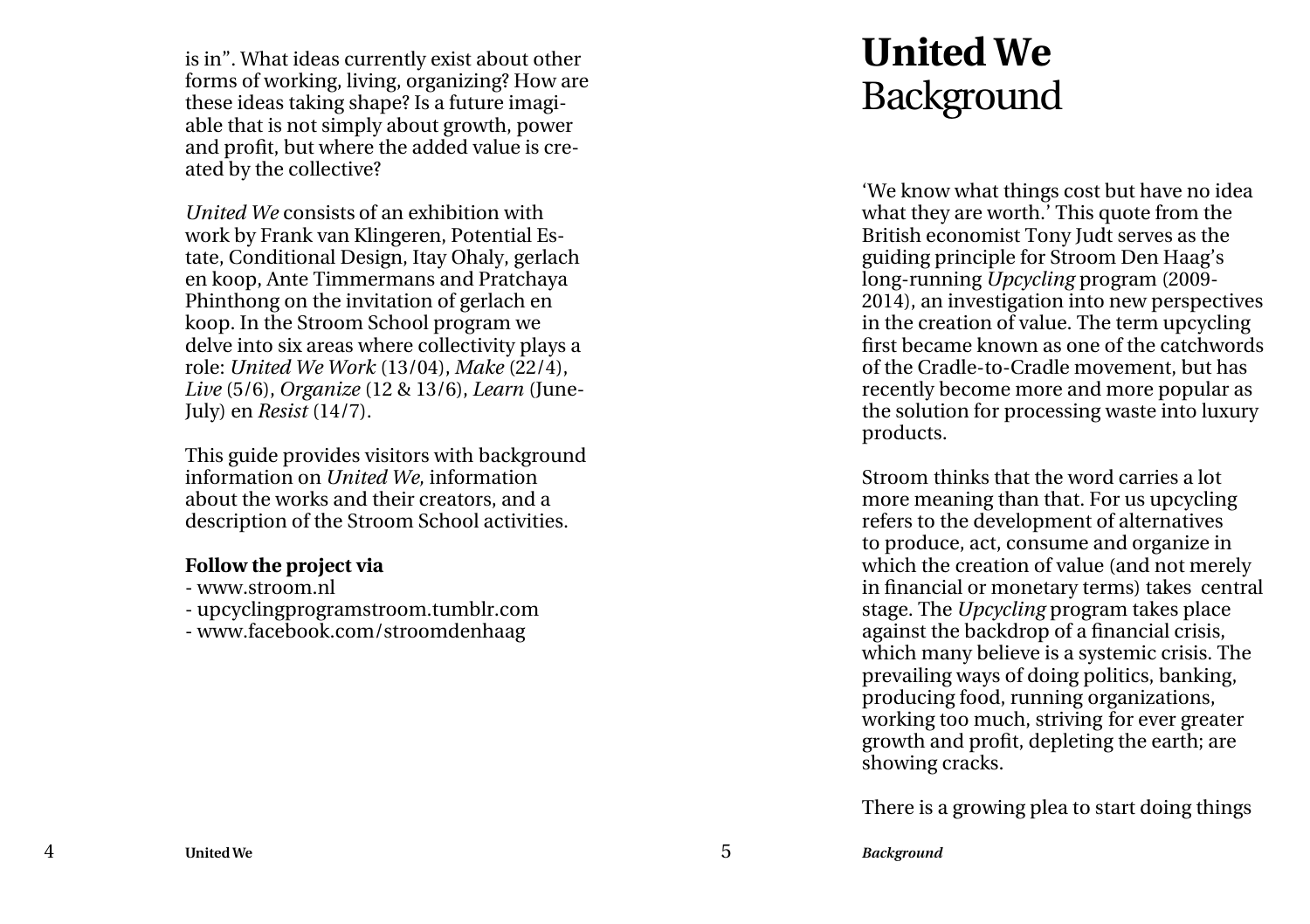is in". What ideas currently exist about other forms of working, living, organizing? How are these ideas taking shape? Is a future imaginable that is not simply about growth, power and profit, but where the added value is created by the collective?

*United We* consists of an exhibition with work by Frank van Klingeren, Potential Estate, Conditional Design, Itay Ohaly, gerlach en koop, Ante Timmermans and Pratchaya Phinthong on the invitation of gerlach en koop. In the Stroom School program we delve into six areas where collectivity plays a role: *United We Work* (13/04), *Make* (22/4), *Live* (5/6), *Organize* (12 & 13/6), *Learn* (June-July) en *Resist* (14/7).

This guide provides visitors with background information on *United We,* information about the works and their creators, and a description of the Stroom School activities.

**Follow the project via**

- www.stroom.nl
- upcyclingprogramstroom.tumblr.com
- www.facebook.com/stroomdenhaag

# **United We** Background

'We know what things cost but have no idea what they are worth.' This quote from the British economist Tony Judt serves as the guiding principle for Stroom Den Haag's long-running *Upcycling* program (2009-2014), an investigation into new perspectives in the creation of value. The term upcycling first became known as one of the catchwords of the Cradle-to-Cradle movement, but has recently become more and more popular as the solution for processing waste into luxury products.

Stroom thinks that the word carries a lot more meaning than that. For us upcycling refers to the development of alternatives to produce, act, consume and organize in which the creation of value (and not merely in financial or monetary terms) takes central stage. The *Upcycling* program takes place against the backdrop of a financial crisis, which many believe is a systemic crisis. The prevailing ways of doing politics, banking, producing food, running organizations, working too much, striving for ever greater growth and profit, depleting the earth; are showing cracks.

There is a growing plea to start doing things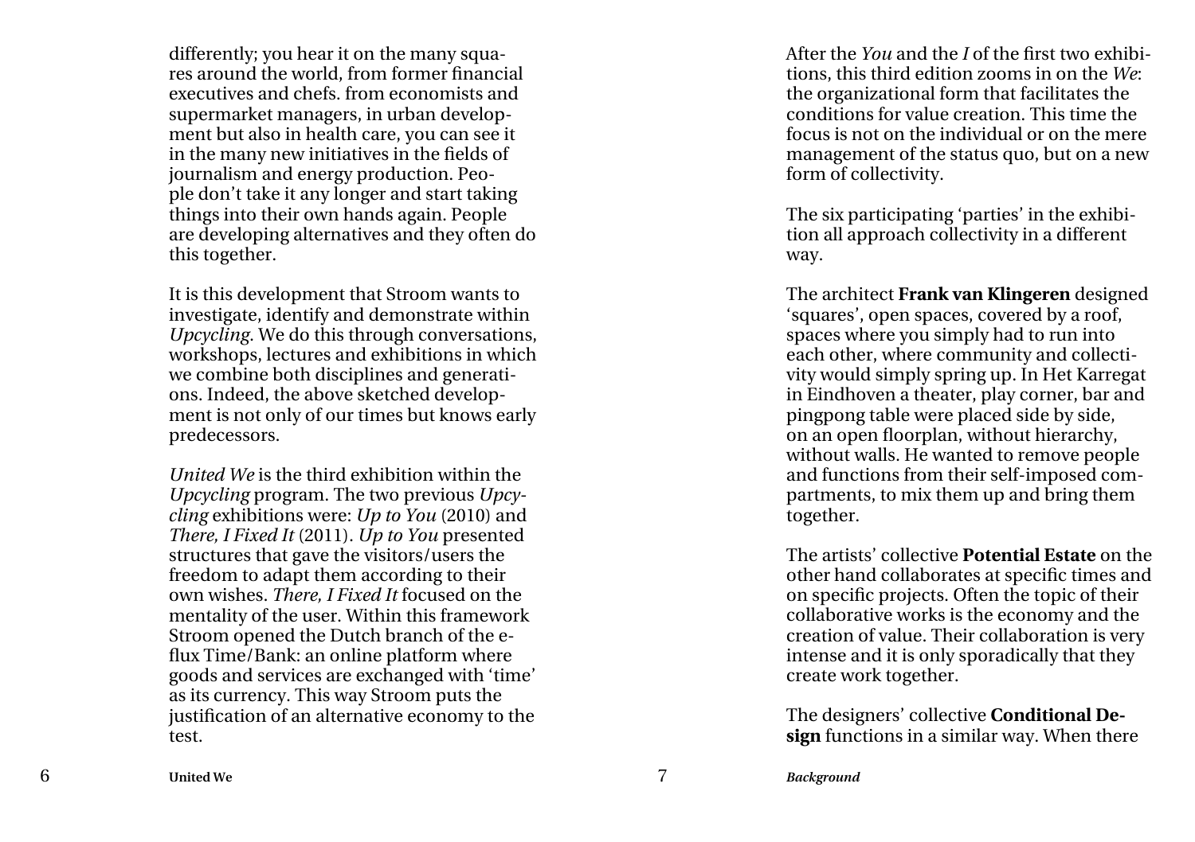differently; you hear it on the many squares around the world, from former financial executives and chefs. from economists and supermarket managers, in urban development but also in health care, you can see it in the many new initiatives in the fields of journalism and energy production. People don't take it any longer and start taking things into their own hands again. People are developing alternatives and they often do this together.

It is this development that Stroom wants to investigate, identify and demonstrate within *Upcycling*. We do this through conversations, workshops, lectures and exhibitions in which we combine both disciplines and generations. Indeed, the above sketched development is not only of our times but knows early predecessors.

*United We* is the third exhibition within the *Upcycling* program. The two previous *Upcycling* exhibitions were: *Up to You* (2010) and *There, I Fixed It* (2011). *Up to You* presented structures that gave the visitors/users the freedom to adapt them according to their own wishes. *There, I Fixed It* focused on the mentality of the user. Within this framework Stroom opened the Dutch branch of the e-flux Time/Bank: an online platform where goods and services are exchanged with 'time' as its currency. This way Stroom puts the justification of an alternative economy to the test.

After the *You* and the *I* of the first two exhibitions, this third edition zooms in on the *We*: the organizational form that facilitates the conditions for value creation. This time the focus is not on the individual or on the mere management of the status quo, but on a new form of collectivity.

The six participating 'parties' in the exhibition all approach collectivity in a different way.

The architect **Frank van Klingeren** designed 'squares', open spaces, covered by a roof, spaces where you simply had to run into each other, where community and collectivity would simply spring up. In Het Karregat in Eindhoven a theater, play corner, bar and pingpong table were placed side by side, on an open floorplan, without hierarchy, without walls. He wanted to remove people and functions from their self-imposed compartments, to mix them up and bring them together.

The artists' collective **Potential Estate** on the other hand collaborates at specific times and on specific projects. Often the topic of their collaborative works is the economy and the creation of value. Their collaboration is very intense and it is only sporadically that they create work together.

The designers' collective **Conditional Design** functions in a similar way. When there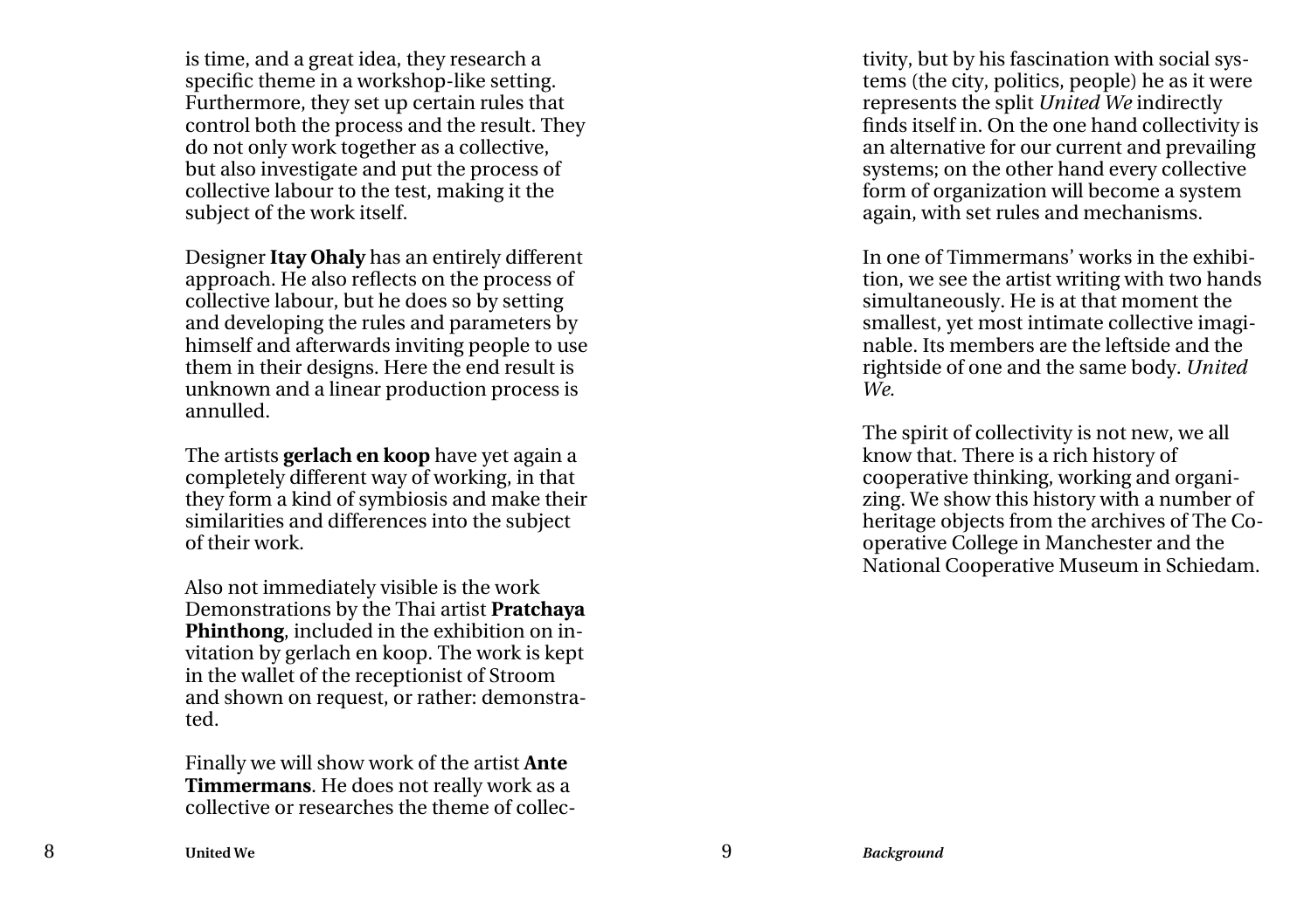is time, and a great idea, they research a specific theme in a workshop-like setting. Furthermore, they set up certain rules that control both the process and the result. They do not only work together as a collective, but also investigate and put the process of collective labour to the test, making it the subject of the work itself.

Designer **Itay Ohaly** has an entirely different approach. He also reflects on the process of collective labour, but he does so by setting and developing the rules and parameters by himself and afterwards inviting people to use them in their designs. Here the end result is unknown and a linear production process is annulled.

The artists **gerlach en koop** have yet again a completely different way of working, in that they form a kind of symbiosis and make their similarities and differences into the subject of their work.

Also not immediately visible is the work Demonstrations by the Thai artist **Pratchaya Phinthong**, included in the exhibition on invitation by gerlach en koop. The work is kept in the wallet of the receptionist of Stroom and shown on request, or rather: demonstrated.

Finally we will show work of the artist **Ante Timmermans**. He does not really work as a collective or researches the theme of collectivity, but by his fascination with social systems (the city, politics, people) he as it were represents the split *United We* indirectly finds itself in. On the one hand collectivity is an alternative for our current and prevailing systems; on the other hand every collective form of organization will become a system again, with set rules and mechanisms.

In one of Timmermans' works in the exhibition, we see the artist writing with two hands simultaneously. He is at that moment the smallest, yet most intimate collective imaginable. Its members are the leftside and the rightside of one and the same body. *United We.*

The spirit of collectivity is not new, we all know that. There is a rich history of cooperative thinking, working and organizing. We show this history with a number of heritage objects from the archives of The Co-operative College in Manchester and the National Cooperative Museum in Schiedam.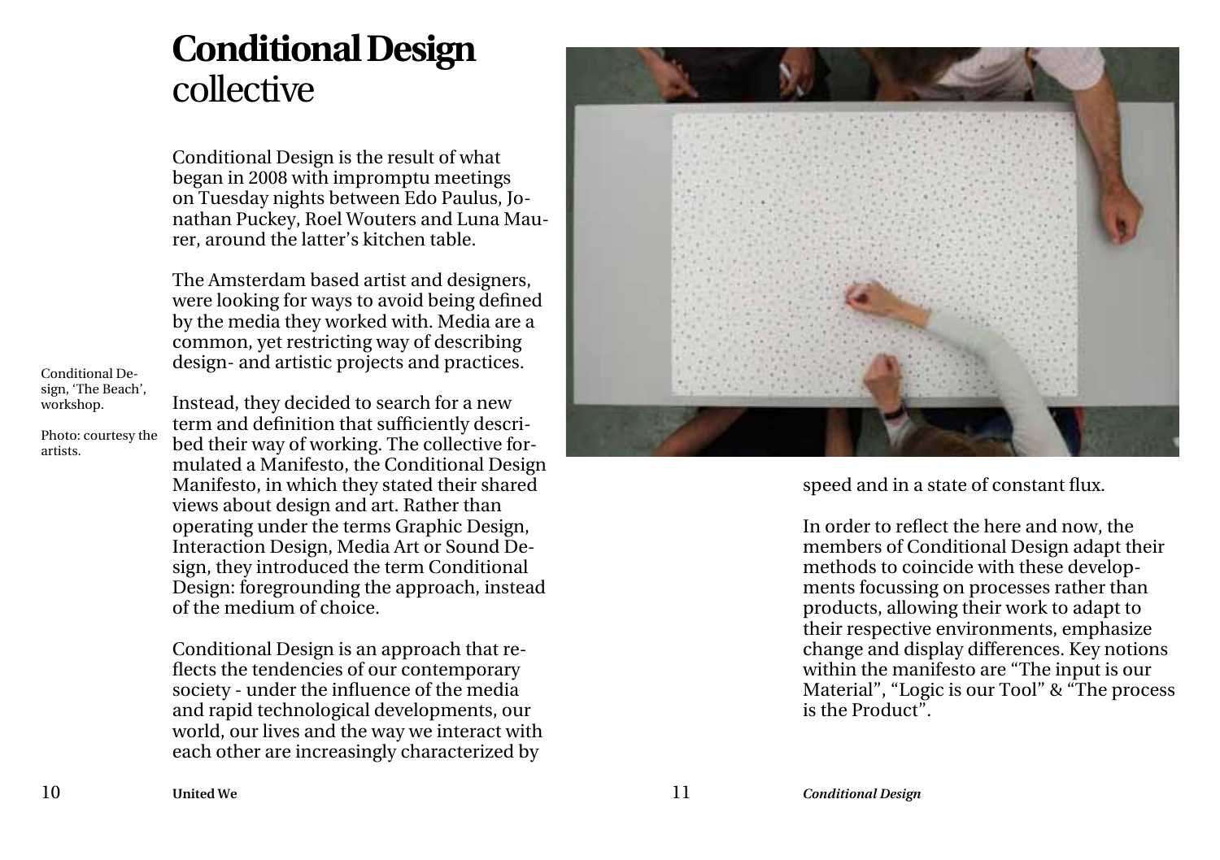# **Conditional Design** collective

Conditional Design is the result of what began in 2008 with impromptu meetings on Tuesday nights between Edo Paulus, Jonathan Puckey, Roel Wouters and Luna Maurer, around the latter's kitchen table.

The Amsterdam based artist and designers, were looking for ways to avoid being defined by the media they worked with. Media are a common, yet restricting way of describing design- and artistic projects and practices.

Conditional Design, 'The Beach', workshop.

Photo: courtesy the artists.

Instead, they decided to search for a new term and definition that sufficiently described their way of working. The collective formulated a Manifesto, the Conditional Design Manifesto, in which they stated their shared views about design and art. Rather than operating under the terms Graphic Design, Interaction Design, Media Art or Sound Design, they introduced the term Conditional Design: foregrounding the approach, instead of the medium of choice.

Conditional Design is an approach that reflects the tendencies of our contemporary society - under the influence of the media and rapid technological developments, our world, our lives and the way we interact with each other are increasingly characterized by speed and in a state of constant flux.

In order to reflect the here and now, the members of Conditional Design adapt their methods to coincide with these developments focussing on processes rather than products, allowing their work to adapt to their respective environments, emphasize change and display differences. Key notions within the manifesto are "The input is our Material", "Logic is our Tool" & "The process is the Product".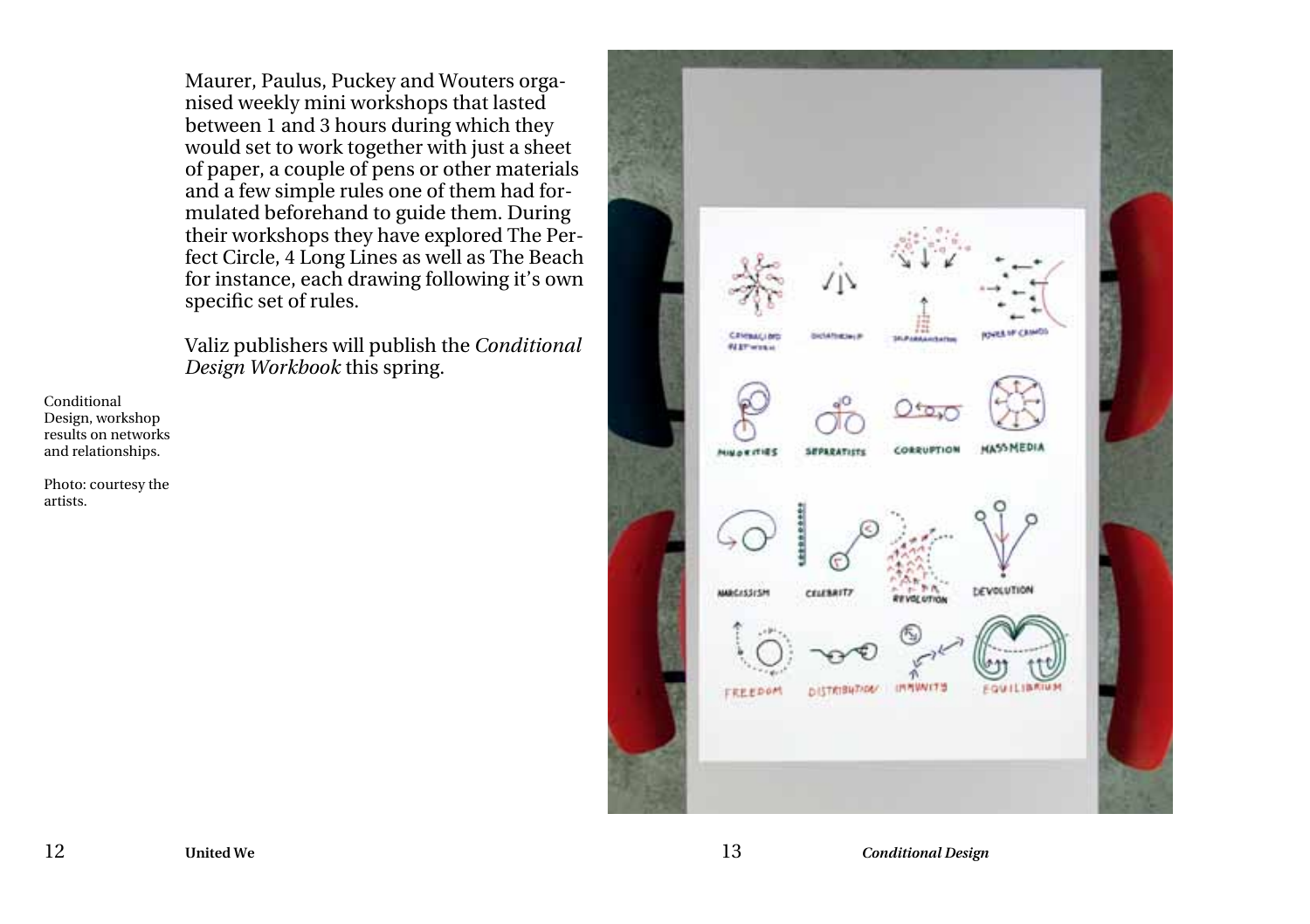Maurer, Paulus, Puckey and Wouters organised weekly mini workshops that lasted between 1 and 3 hours during which they would set to work together with just a sheet of paper, a couple of pens or other materials and a few simple rules one of them had formulated beforehand to guide them. During their workshops they have explored The Perfect Circle, 4 Long Lines as well as The Beach for instance, each drawing following it's own specific set of rules.

Valiz publishers will publish the *Conditional Design Workbook* this spring.

Conditional Design, workshop results on networks and relationships.

Photo: courtesy the artists.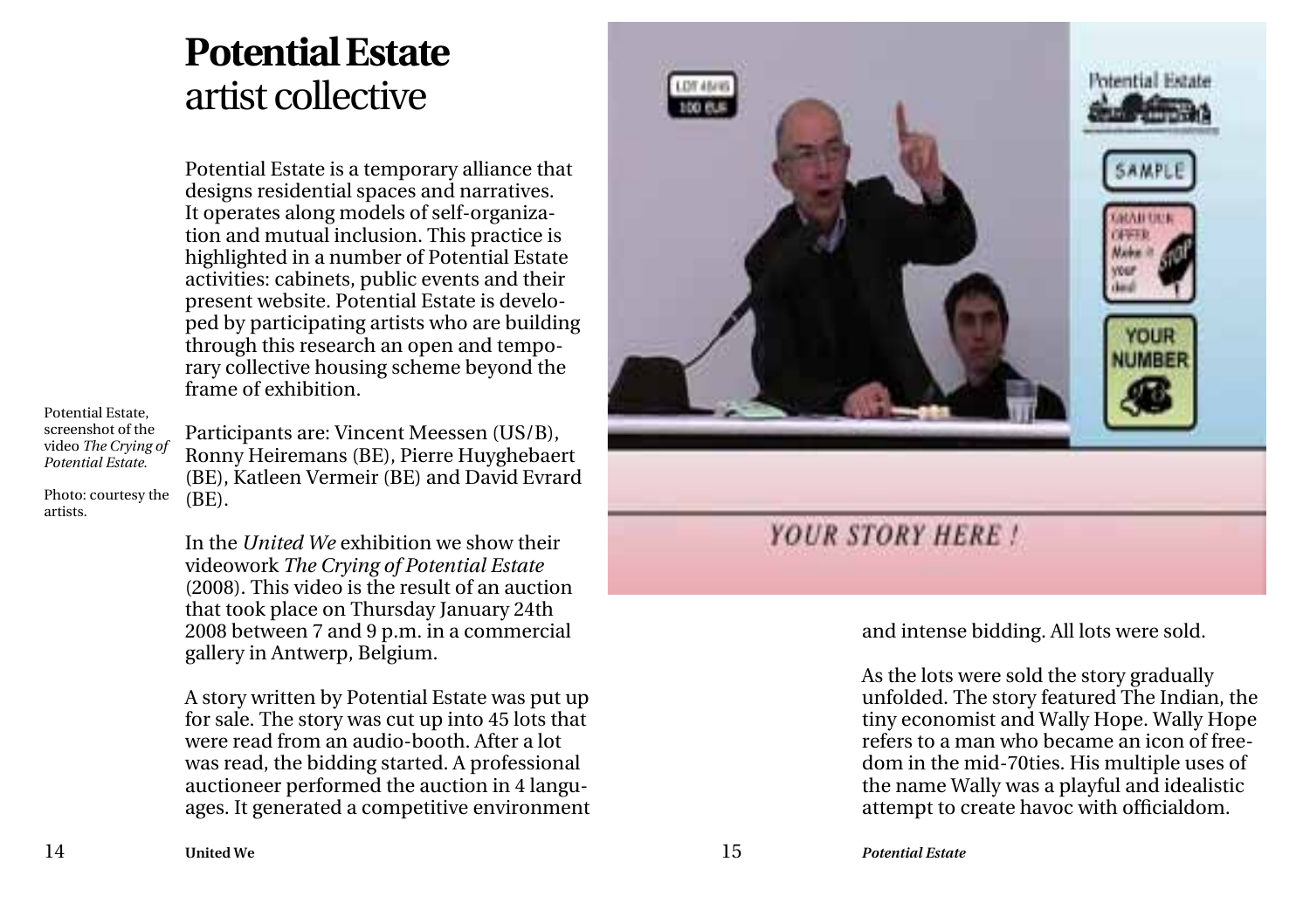# **Potential Estate** artist collective

Potential Estate is a temporary alliance that designs residential spaces and narratives. It operates along models of self-organization and mutual inclusion. This practice is highlighted in a number of Potential Estate activities: cabinets, public events and their present website. Potential Estate is developed by participating artists who are building through this research an open and temporary collective housing scheme beyond the frame of exhibition.

Potential Estate, screenshot of the video *The Crying of Potential Estate.*

Photo: courtesy the artists.

Participants are: Vincent Meessen (US/B), Ronny Heiremans (BE), Pierre Huyghebaert (BE), Katleen Vermeir (BE) and David Evrard (BE).

In the *United We* exhibition we show their videowork *The Crying of Potential Estate* (2008). This video is the result of an auction that took place on Thursday January 24th 2008 between 7 and 9 p.m. in a commercial gallery in Antwerp, Belgium.

A story written by Potential Estate was put up for sale. The story was cut up into 45 lots that were read from an audio-booth. After a lot was read, the bidding started. A professional auctioneer performed the auction in 4 languages. It generated a competitive environment and intense bidding. All lots were sold.

As the lots were sold the story gradually unfolded. The story featured The Indian, the tiny economist and Wally Hope. Wally Hope refers to a man who became an icon of freedom in the mid-70ties. His multiple uses of the name Wally was a playful and idealistic attempt to create havoc with officialdom.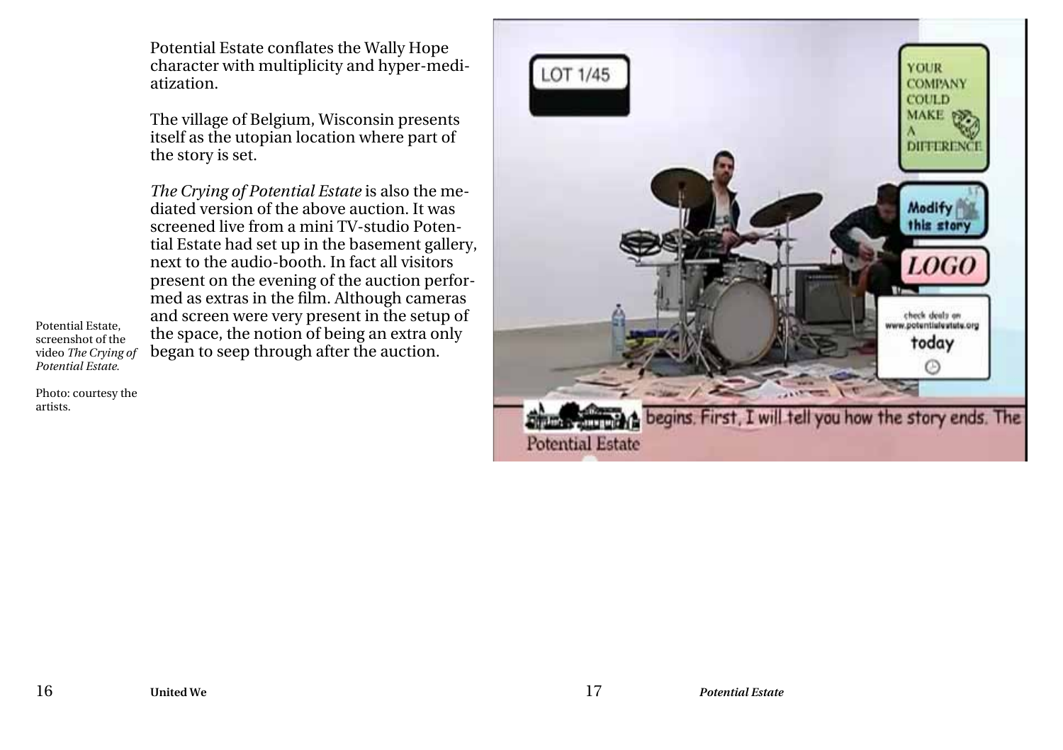Potential Estate conflates the Wally Hope character with multiplicity and hyper-mediatization.

The village of Belgium, Wisconsin presents itself as the utopian location where part of the story is set.

*The Crying of Potential Estate* is also the mediated version of the above auction. It was screened live from a mini TV-studio Potential Estate had set up in the basement gallery, next to the audio-booth. In fact all visitors present on the evening of the auction performed as extras in the film. Although cameras and screen were very present in the setup of the space, the notion of being an extra only began to seep through after the auction.

Potential Estate, screenshot of the video *The Crying of Potential Estate.*

Photo: courtesy the artists.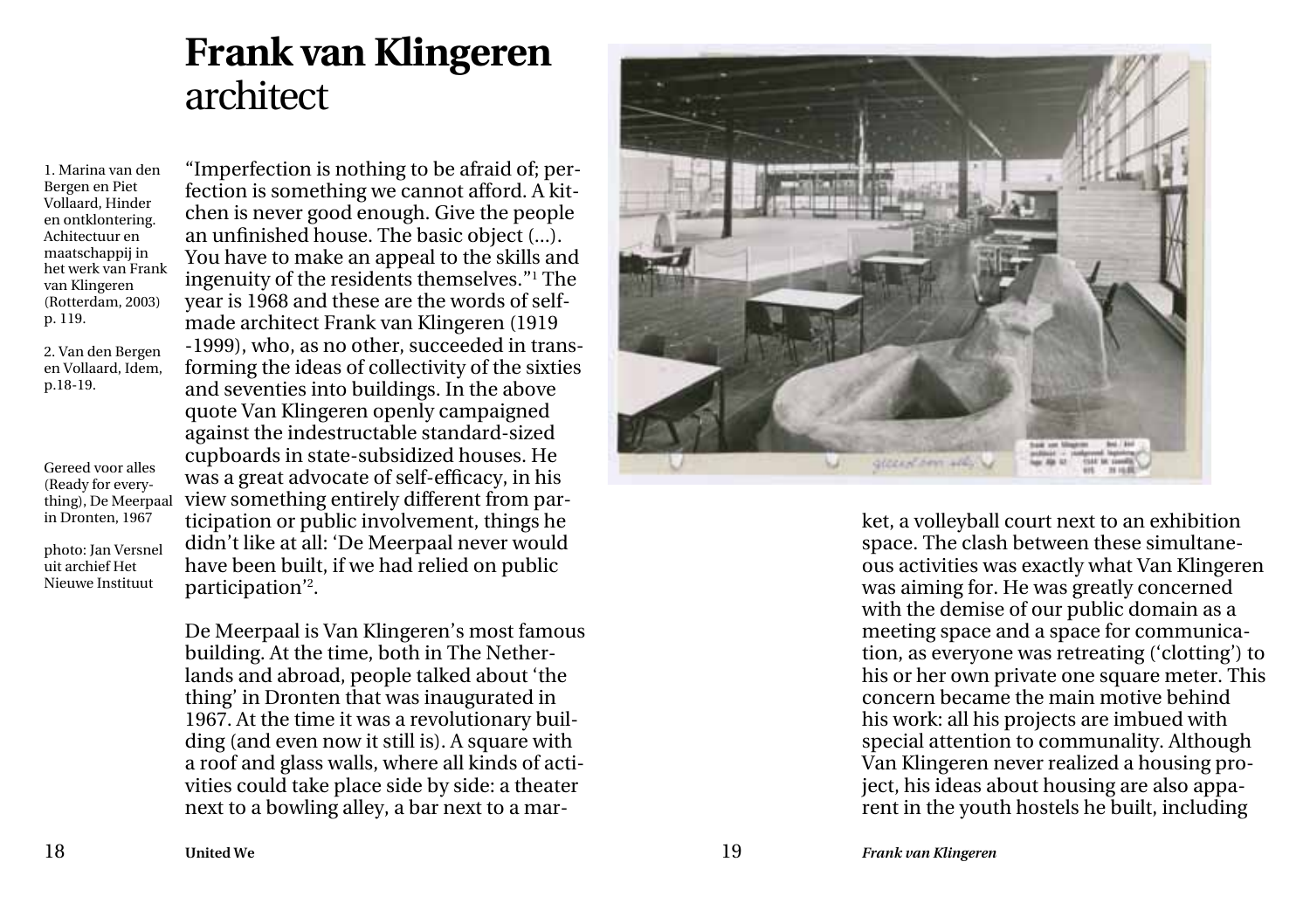# **Frank van Klingeren** architect

1. Marina van den Bergen en Piet Vollaard, Hinder en ontklontering. Achitectuur en maatschappij in het werk van Frank van Klingeren (Rotterdam, 2003) p. 119.

2. Van den Bergen en Vollaard, Idem, p.18-19.

"Imperfection is nothing to be afraid of; perfection is something we cannot afford. A kitchen is never good enough. Give the people an unfinished house. The basic object (...). You have to make an appeal to the skills and ingenuity of the residents themselves."[1] The year is 1968 and these are the words of self-made architect Frank van Klingeren (1919 -1999), who, as no other, succeeded in transforming the ideas of collectivity of the sixties and seventies into buildings. In the above quote Van Klingeren openly campaigned against the indestructable standard-sized cupboards in state-subsidized houses. He was a great advocate of self-efficacy, in his view something entirely different from participation or public involvement, things he didn't like at all: 'De Meerpaal never would have been built, if we had relied on public participation'[2].

Gereed voor alles (Ready for everything), De Meerpaal in Dronten, 1967

photo: Jan Versnel uit archief Het Nieuwe Instituut

De Meerpaal is Van Klingeren's most famous building. At the time, both in The Netherlands and abroad, people talked about 'the thing' in Dronten that was inaugurated in 1967. At the time it was a revolutionary building (and even now it still is). A square with a roof and glass walls, where all kinds of activities could take place side by side: a theater next to a bowling alley, a bar next to a market, a volleyball court next to an exhibition space. The clash between these simultaneous activities was exactly what Van Klingeren was aiming for. He was greatly concerned with the demise of our public domain as a meeting space and a space for communication, as everyone was retreating ('clotting') to his or her own private one square meter. This concern became the main motive behind his work: all his projects are imbued with special attention to communality. Although Van Klingeren never realized a housing project, his ideas about housing are also apparent in the youth hostels he built, including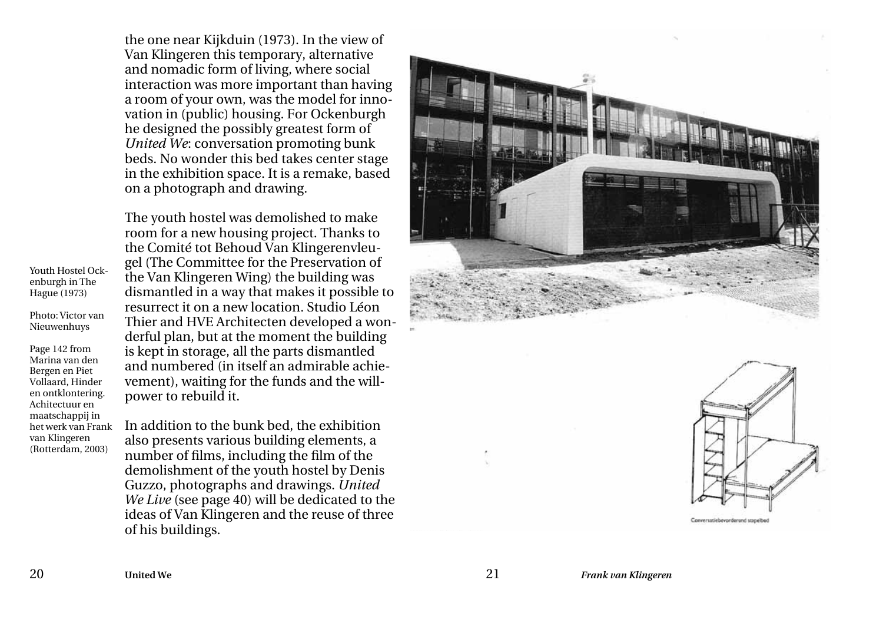the one near Kijkduin (1973). In the view of Van Klingeren this temporary, alternative and nomadic form of living, where social interaction was more important than having a room of your own, was the model for innovation in (public) housing. For Ockenburgh he designed the possibly greatest form of *United We*: conversation promoting bunk beds. No wonder this bed takes center stage in the exhibition space. It is a remake, based on a photograph and drawing.

The youth hostel was demolished to make room for a new housing project. Thanks to the Comité tot Behoud Van Klingerenvleugel (The Committee for the Preservation of the Van Klingeren Wing) the building was dismantled in a way that makes it possible to resurrect it on a new location. Studio Léon Thier and HVE Architecten developed a wonderful plan, but at the moment the building is kept in storage, all the parts dismantled and numbered (in itself an admirable achievement), waiting for the funds and the willpower to rebuild it.

In addition to the bunk bed, the exhibition also presents various building elements, a number of films, including the film of the demolishment of the youth hostel by Denis Guzzo, photographs and drawings. *United We Live* (see page 40) will be dedicated to the ideas of Van Klingeren and the reuse of three of his buildings.

Youth Hostel Ockenburgh in The Hague (1973)

Photo: Victor van Nieuwenhuys

Page 142 from Marina van den Bergen en Piet Vollaard, Hinder en ontklontering. Achitectuur en maatschappij in het werk van Frank van Klingeren (Rotterdam, 2003)

Conversatiebevorderend stapelbed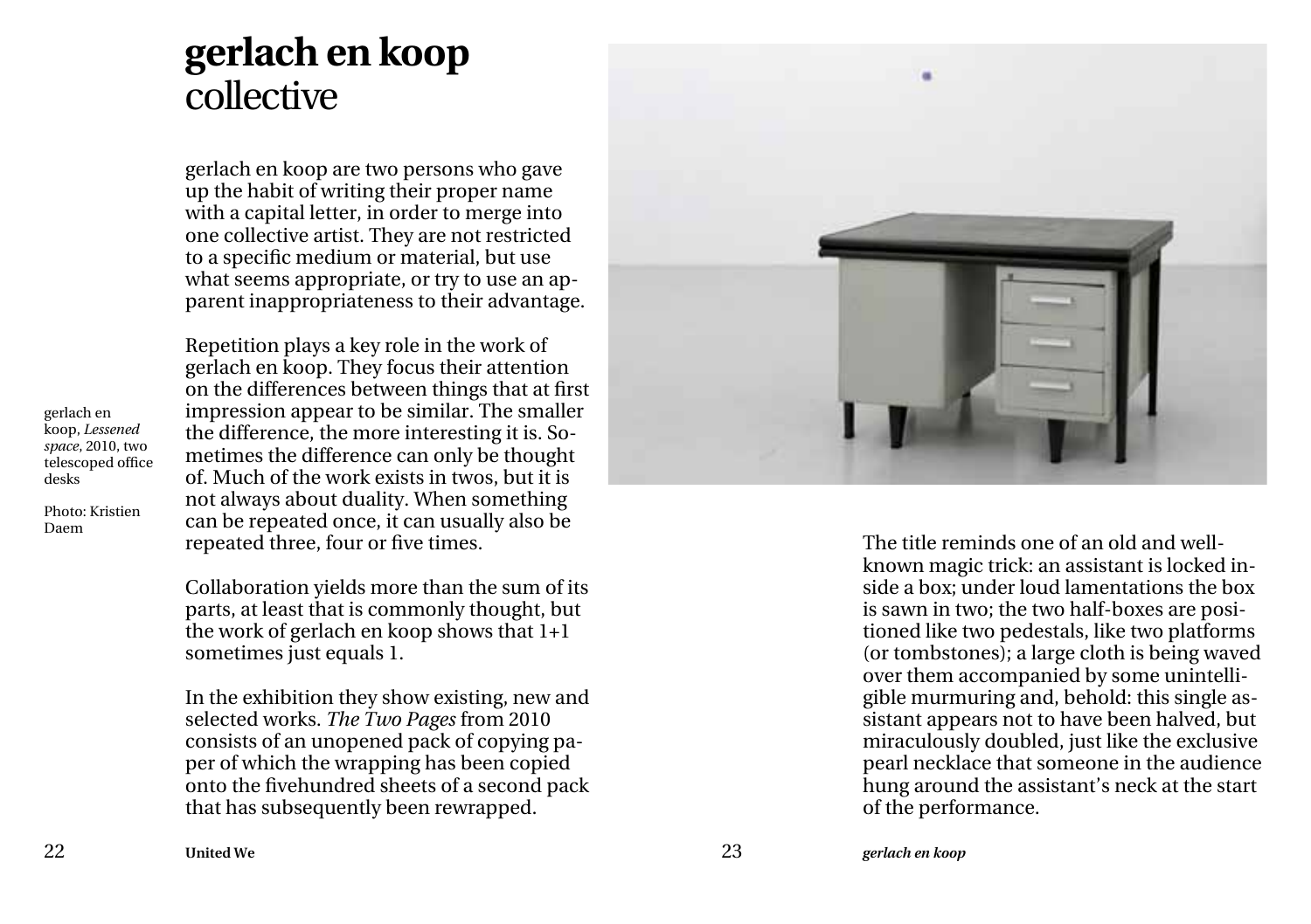# gerlach en koop
## collective

gerlach en koop are two persons who gave up the habit of writing their proper name with a capital letter, in order to merge into one collective artist. They are not restricted to a specific medium or material, but use what seems appropriate, or try to use an apparent inappropriateness to their advantage.

Repetition plays a key role in the work of gerlach en koop. They focus their attention on the differences between things that at first impression appear to be similar. The smaller the difference, the more interesting it is. Sometimes the difference can only be thought of. Much of the work exists in twos, but it is not always about duality. When something can be repeated once, it can usually also be repeated three, four or five times.

gerlach en koop, *Lessened space*, 2010, two telescoped office desks

Photo: Kristien Daem

Collaboration yields more than the sum of its parts, at least that is commonly thought, but the work of gerlach en koop shows that 1+1 sometimes just equals 1.

In the exhibition they show existing, new and selected works. *The Two Pages* from 2010 consists of an unopened pack of copying paper of which the wrapping has been copied onto the fivehundred sheets of a second pack that has subsequently been rewrapped.

The title reminds one of an old and well-known magic trick: an assistant is locked inside a box; under loud lamentations the box is sawn in two; the two half-boxes are positioned like two pedestals, like two platforms (or tombstones); a large cloth is being waved over them accompanied by some unintelligible murmuring and, behold: this single assistant appears not to have been halved, but miraculously doubled, just like the exclusive pearl necklace that someone in the audience hung around the assistant's neck at the start of the performance.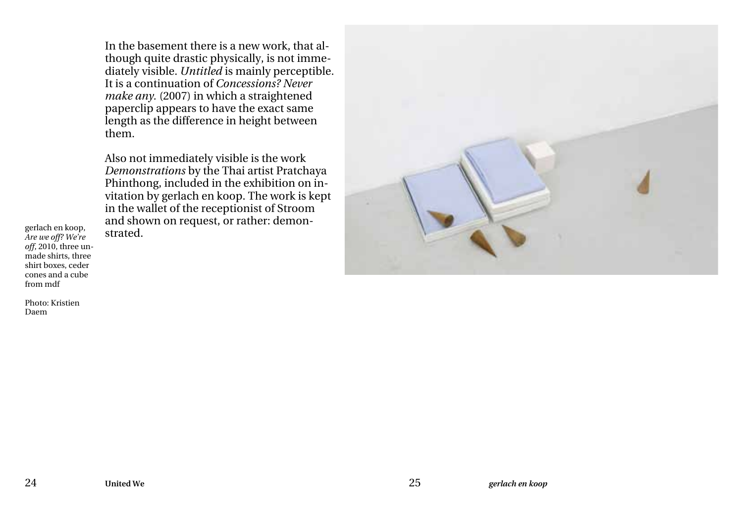In the basement there is a new work, that although quite drastic physically, is not immediately visible. *Untitled* is mainly perceptible. It is a continuation of *Concessions? Never make any.* (2007) in which a straightened paperclip appears to have the exact same length as the difference in height between them.

Also not immediately visible is the work *Demonstrations* by the Thai artist Pratchaya Phinthong, included in the exhibition on invitation by gerlach en koop. The work is kept in the wallet of the receptionist of Stroom and shown on request, or rather: demonstrated.

gerlach en koop, *Are we off? We're off*, 2010, three unmade shirts, three shirt boxes, ceder cones and a cube from mdf

Photo: Kristien Daem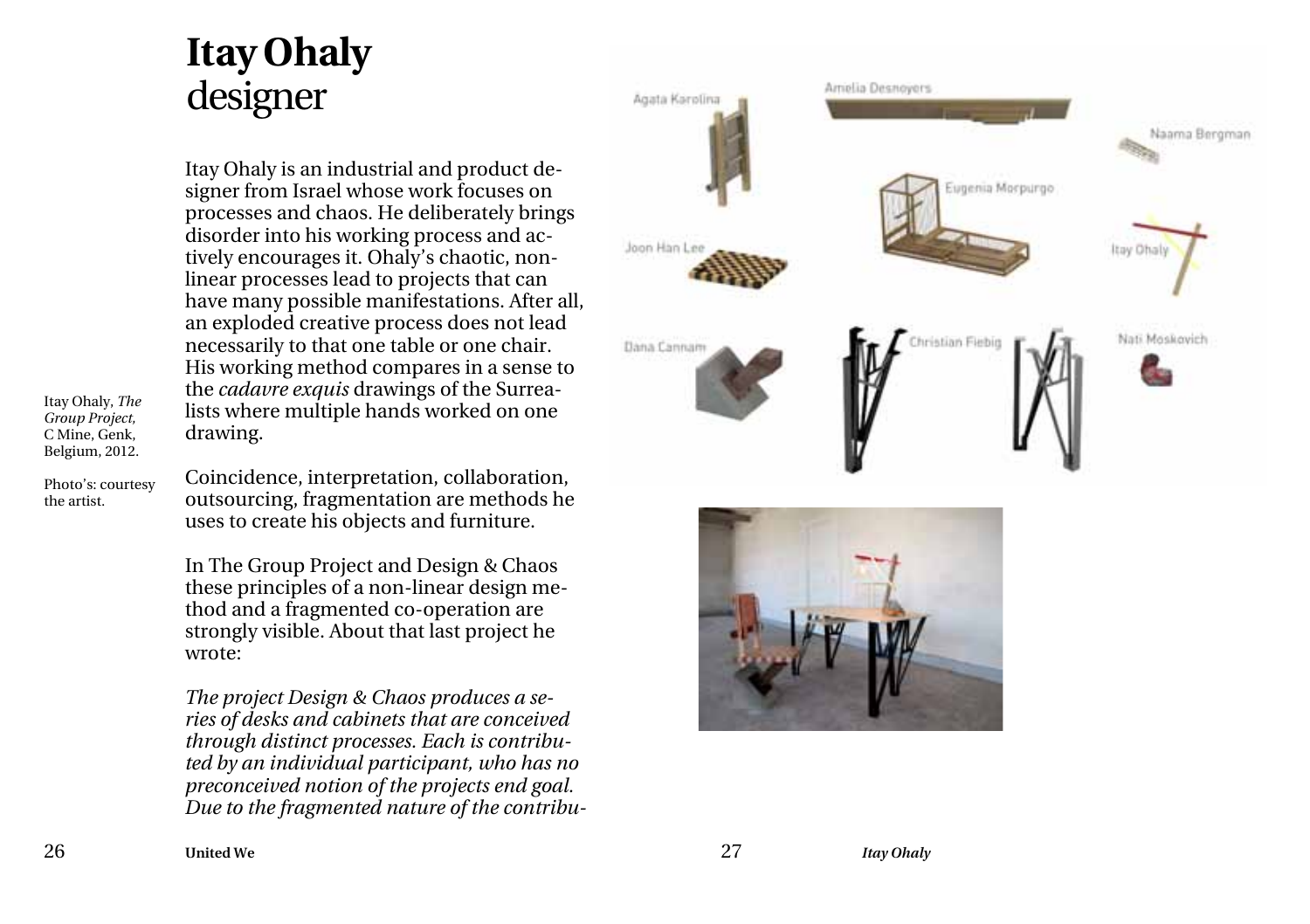# Itay Ohaly
designer

Itay Ohaly is an industrial and product designer from Israel whose work focuses on processes and chaos. He deliberately brings disorder into his working process and actively encourages it. Ohaly's chaotic, non-linear processes lead to projects that can have many possible manifestations. After all, an exploded creative process does not lead necessarily to that one table or one chair. His working method compares in a sense to the *cadavre exquis* drawings of the Surrealists where multiple hands worked on one drawing.

Coincidence, interpretation, collaboration, outsourcing, fragmentation are methods he uses to create his objects and furniture.

In The Group Project and Design & Chaos these principles of a non-linear design method and a fragmented co-operation are strongly visible. About that last project he wrote:

*The project Design & Chaos produces a series of desks and cabinets that are conceived through distinct processes. Each is contributed by an individual participant, who has no preconceived notion of the projects end goal. Due to the fragmented nature of the contribu-*

Itay Ohaly, *The Group Project,* C Mine, Genk, Belgium, 2012.

Photo's: courtesy the artist.

Agata Karolina

Amelia Desnoyers

Naama Bergman

Eugenia Morpurgo

Joon Han Lee

Itay Ohaly

Dana Cannam

Christian Fiebig

Nati Moskovich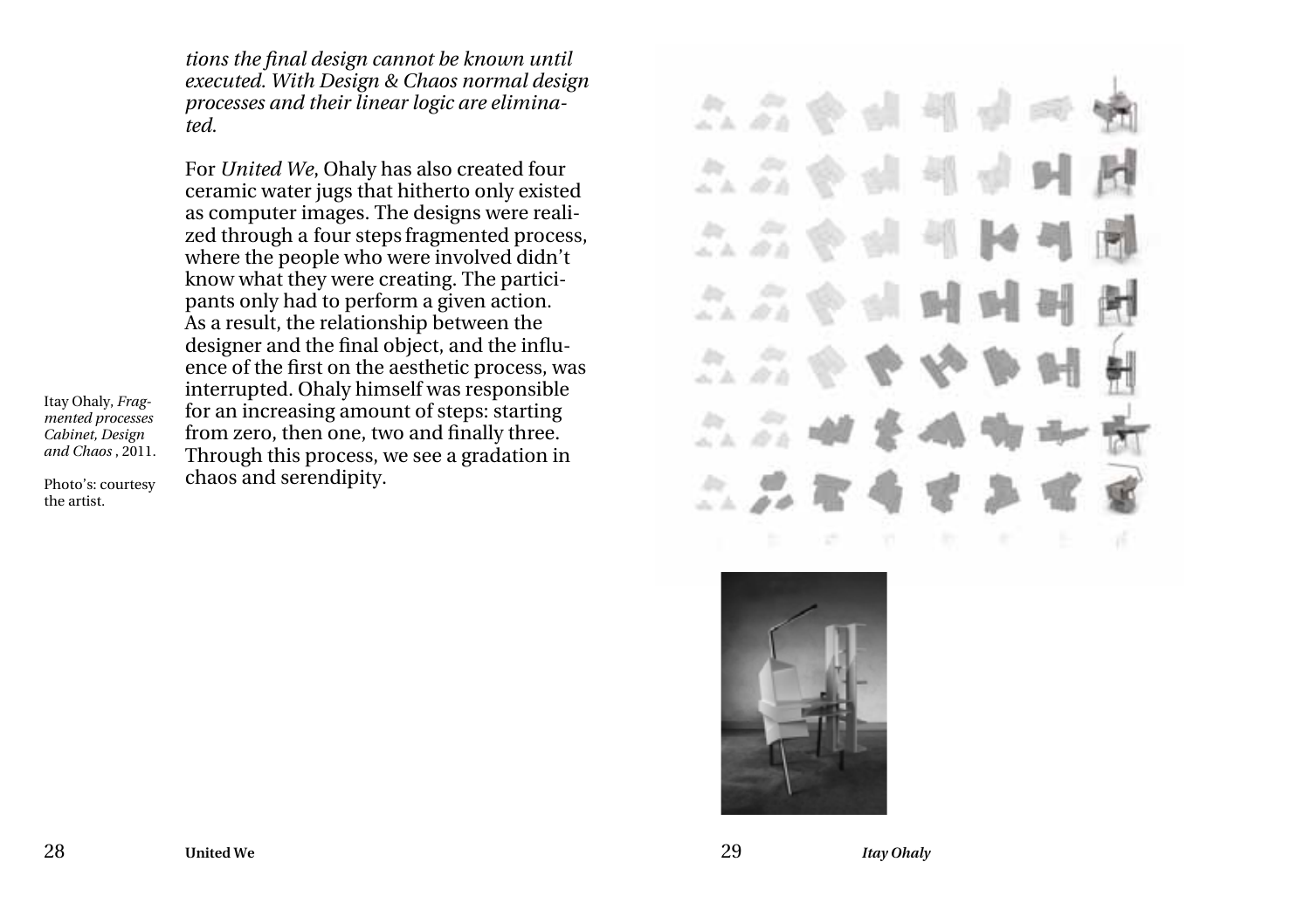*tions the final design cannot be known until executed. With Design & Chaos normal design processes and their linear logic are eliminated.*

For *United We*, Ohaly has also created four ceramic water jugs that hitherto only existed as computer images. The designs were realized through a four steps fragmented process, where the people who were involved didn't know what they were creating. The participants only had to perform a given action. As a result, the relationship between the designer and the final object, and the influence of the first on the aesthetic process, was interrupted. Ohaly himself was responsible for an increasing amount of steps: starting from zero, then one, two and finally three. Through this process, we see a gradation in chaos and serendipity.

Itay Ohaly, *Fragmented processes Cabinet, Design and Chaos*, 2011.

Photo's: courtesy the artist.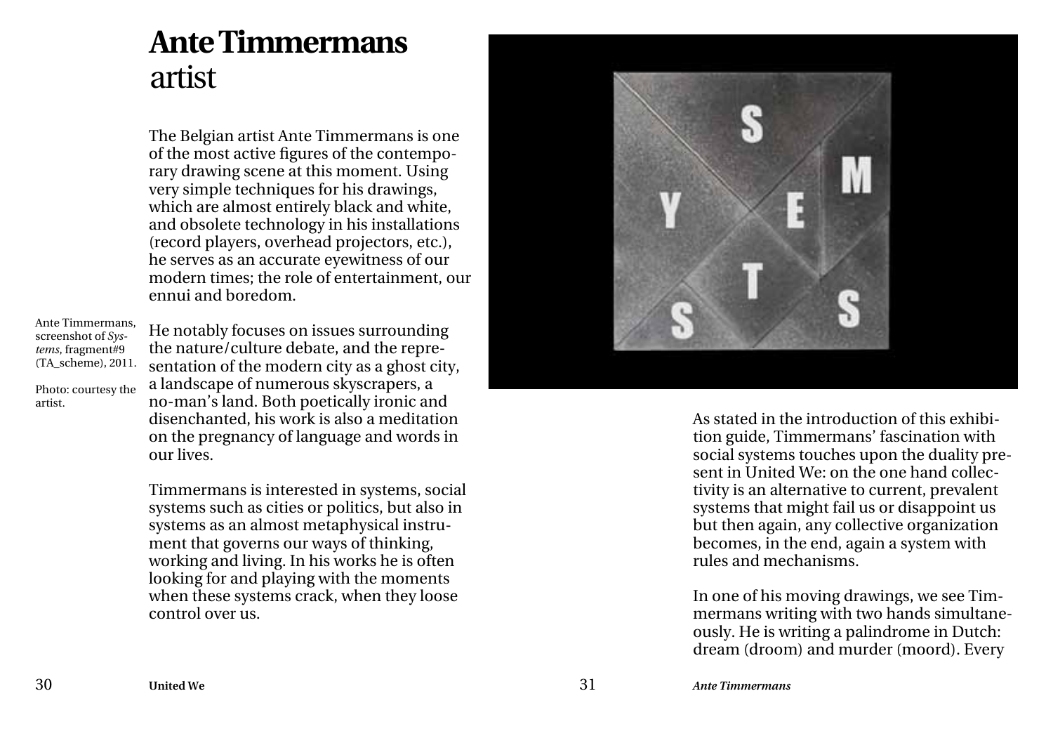# Ante Timmermans
artist

The Belgian artist Ante Timmermans is one of the most active figures of the contemporary drawing scene at this moment. Using very simple techniques for his drawings, which are almost entirely black and white, and obsolete technology in his installations (record players, overhead projectors, etc.), he serves as an accurate eyewitness of our modern times; the role of entertainment, our ennui and boredom.

He notably focuses on issues surrounding the nature/culture debate, and the representation of the modern city as a ghost city, a landscape of numerous skyscrapers, a no-man's land. Both poetically ironic and disenchanted, his work is also a meditation on the pregnancy of language and words in our lives.

Timmermans is interested in systems, social systems such as cities or politics, but also in systems as an almost metaphysical instrument that governs our ways of thinking, working and living. In his works he is often looking for and playing with the moments when these systems crack, when they loose control over us.

Ante Timmermans, screenshot of *Systems*, fragment#9 (TA_scheme), 2011.

Photo: courtesy the artist.

As stated in the introduction of this exhibition guide, Timmermans' fascination with social systems touches upon the duality present in United We: on the one hand collectivity is an alternative to current, prevalent systems that might fail us or disappoint us but then again, any collective organization becomes, in the end, again a system with rules and mechanisms.

In one of his moving drawings, we see Timmermans writing with two hands simultaneously. He is writing a palindrome in Dutch: dream (droom) and murder (moord). Every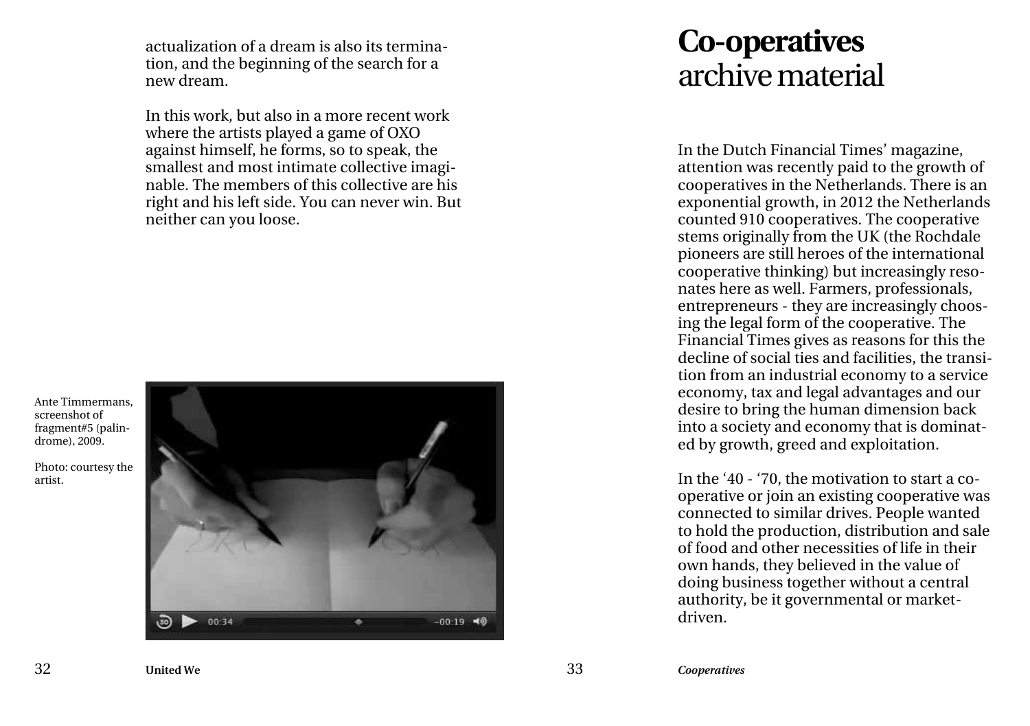actualization of a dream is also its termination, and the beginning of the search for a new dream.

In this work, but also in a more recent work where the artists played a game of OXO against himself, he forms, so to speak, the smallest and most intimate collective imaginable. The members of this collective are his right and his left side. You can never win. But neither can you loose.

Ante Timmermans, screenshot of fragment#5 (palindrome), 2009.

Photo: courtesy the artist.

# **Co-operatives** archive material

In the Dutch Financial Times' magazine, attention was recently paid to the growth of cooperatives in the Netherlands. There is an exponential growth, in 2012 the Netherlands counted 910 cooperatives. The cooperative stems originally from the UK (the Rochdale pioneers are still heroes of the international cooperative thinking) but increasingly resonates here as well. Farmers, professionals, entrepreneurs - they are increasingly choosing the legal form of the cooperative. The Financial Times gives as reasons for this the decline of social ties and facilities, the transition from an industrial economy to a service economy, tax and legal advantages and our desire to bring the human dimension back into a society and economy that is dominated by growth, greed and exploitation.

In the '40 - '70, the motivation to start a cooperative or join an existing cooperative was connected to similar drives. People wanted to hold the production, distribution and sale of food and other necessities of life in their own hands, they believed in the value of doing business together without a central authority, be it governmental or market-driven.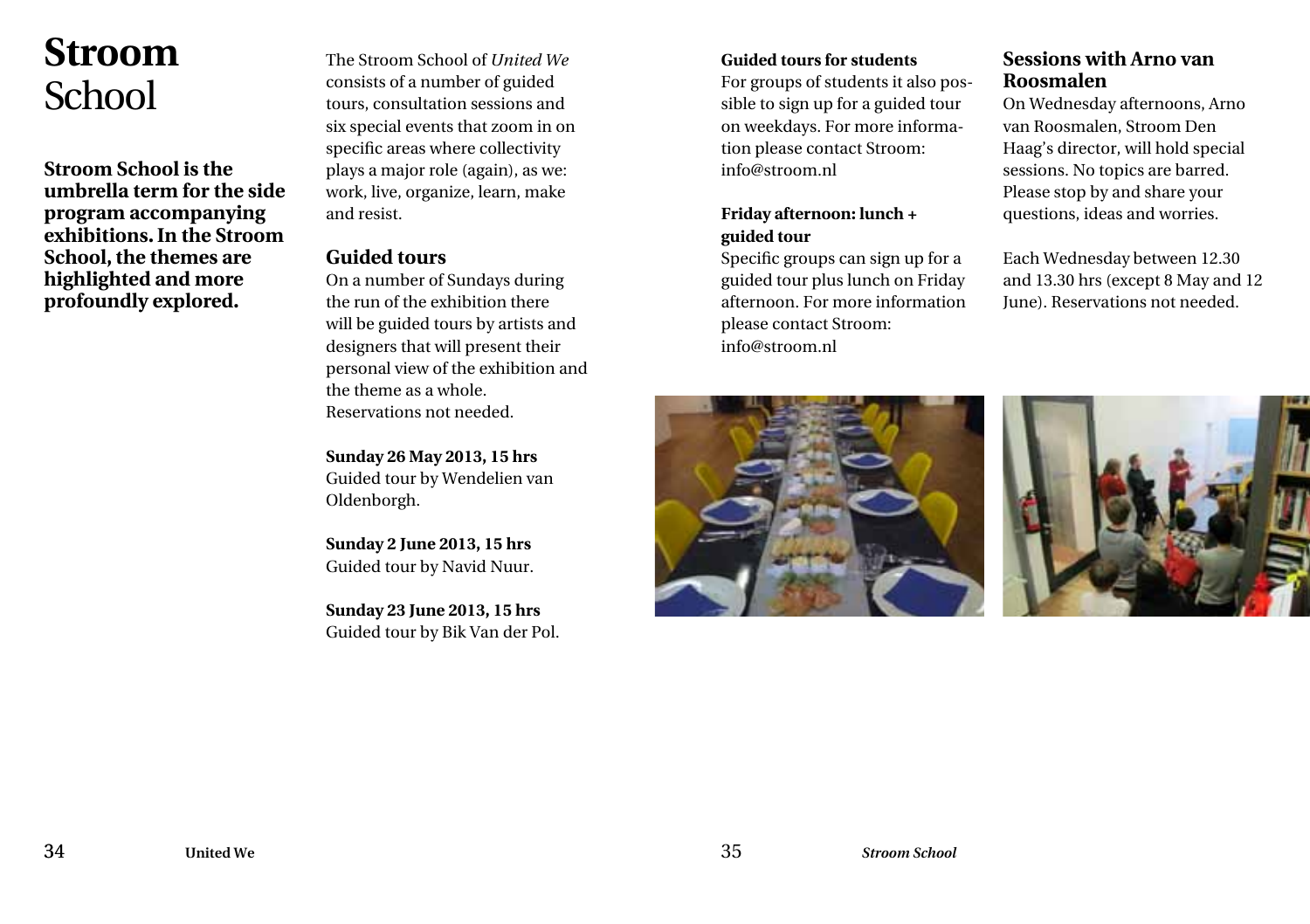# **Stroom** School

**Stroom School is the umbrella term for the side program accompanying exhibitions. In the Stroom School, the themes are highlighted and more profoundly explored.**

The Stroom School of *United We* consists of a number of guided tours, consultation sessions and six special events that zoom in on specific areas where collectivity plays a major role (again), as we: work, live, organize, learn, make and resist.

## Guided tours

On a number of Sundays during the run of the exhibition there will be guided tours by artists and designers that will present their personal view of the exhibition and the theme as a whole.
Reservations not needed.

**Sunday 26 May 2013, 15 hrs**
Guided tour by Wendelien van Oldenborgh.

**Sunday 2 June 2013, 15 hrs**
Guided tour by Navid Nuur.

**Sunday 23 June 2013, 15 hrs**
Guided tour by Bik Van der Pol.

**Guided tours for students**
For groups of students it also possible to sign up for a guided tour on weekdays. For more information please contact Stroom: info@stroom.nl

**Friday afternoon: lunch + guided tour**
Specific groups can sign up for a guided tour plus lunch on Friday afternoon. For more information please contact Stroom: info@stroom.nl

## Sessions with Arno van Roosmalen

On Wednesday afternoons, Arno van Roosmalen, Stroom Den Haag's director, will hold special sessions. No topics are barred. Please stop by and share your questions, ideas and worries.

Each Wednesday between 12.30 and 13.30 hrs (except 8 May and 12 June). Reservations not needed.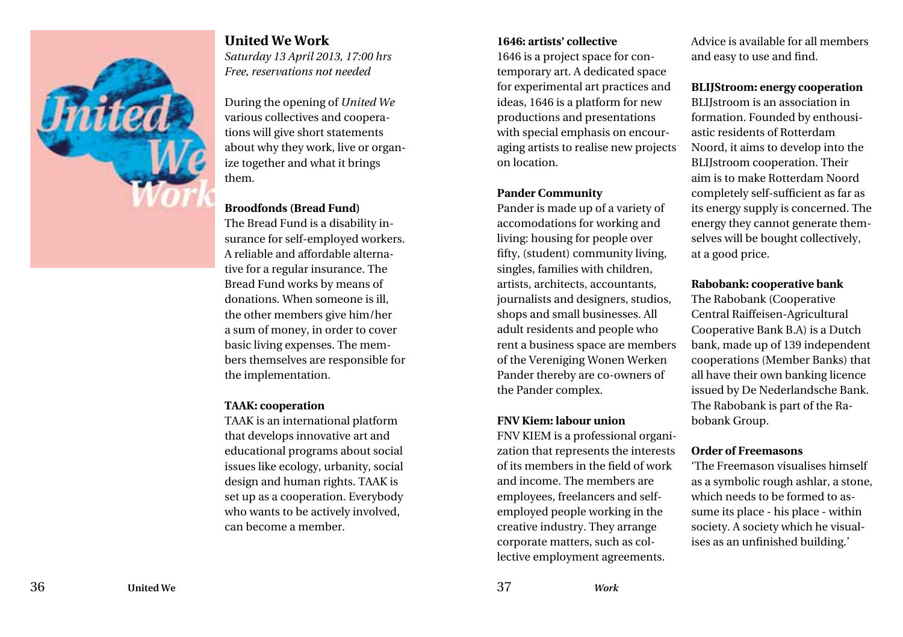## United We Work

*Saturday 13 April 2013, 17:00 hrs*
*Free, reservations not needed*

During the opening of *United We* various collectives and cooperations will give short statements about why they work, live or organize together and what it brings them.

**Broodfonds (Bread Fund)**
The Bread Fund is a disability insurance for self-employed workers. A reliable and affordable alternative for a regular insurance. The Bread Fund works by means of donations. When someone is ill, the other members give him/her a sum of money, in order to cover basic living expenses. The members themselves are responsible for the implementation.

**TAAK: cooperation**
TAAK is an international platform that develops innovative art and educational programs about social issues like ecology, urbanity, social design and human rights. TAAK is set up as a cooperation. Everybody who wants to be actively involved, can become a member.

**1646: artists' collective**
1646 is a project space for contemporary art. A dedicated space for experimental art practices and ideas, 1646 is a platform for new productions and presentations with special emphasis on encouraging artists to realise new projects on location.

**Pander Community**
Pander is made up of a variety of accomodations for working and living: housing for people over fifty, (student) community living, singles, families with children, artists, architects, accountants, journalists and designers, studios, shops and small businesses. All adult residents and people who rent a business space are members of the Vereniging Wonen Werken Pander thereby are co-owners of the Pander complex.

**FNV Kiem: labour union**
FNV KIEM is a professional organization that represents the interests of its members in the field of work and income. The members are employees, freelancers and self-employed people working in the creative industry. They arrange corporate matters, such as collective employment agreements. Advice is available for all members and easy to use and find.

**BLIJStroom: energy cooperation**
BLIJstroom is an association in formation. Founded by enthousiastic residents of Rotterdam Noord, it aims to develop into the BLIJstroom cooperation. Their aim is to make Rotterdam Noord completely self-sufficient as far as its energy supply is concerned. The energy they cannot generate themselves will be bought collectively, at a good price.

**Rabobank: cooperative bank**
The Rabobank (Cooperative Central Raiffeisen-Agricultural Cooperative Bank B.A) is a Dutch bank, made up of 139 independent cooperations (Member Banks) that all have their own banking licence issued by De Nederlandsche Bank. The Rabobank is part of the Rabobank Group.

**Order of Freemasons**
'The Freemason visualises himself as a symbolic rough ashlar, a stone, which needs to be formed to assume its place - his place - within society. A society which he visualises as an unfinished building.'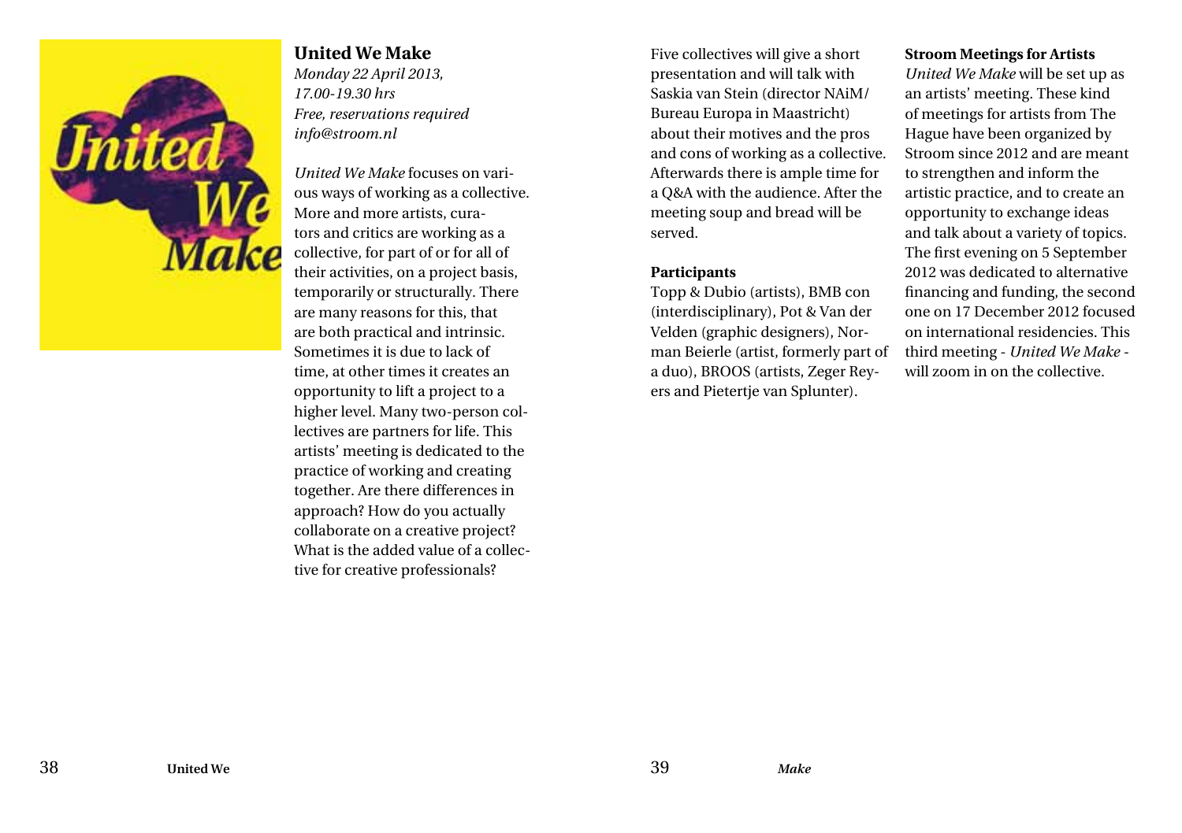## United We Make

*Monday 22 April 2013,*
*17.00-19.30 hrs*
*Free, reservations required*
*info@stroom.nl*

*United We Make* focuses on various ways of working as a collective. More and more artists, curators and critics are working as a collective, for part of or for all of their activities, on a project basis, temporarily or structurally. There are many reasons for this, that are both practical and intrinsic. Sometimes it is due to lack of time, at other times it creates an opportunity to lift a project to a higher level. Many two-person collectives are partners for life. This artists' meeting is dedicated to the practice of working and creating together. Are there differences in approach? How do you actually collaborate on a creative project? What is the added value of a collective for creative professionals?

Five collectives will give a short presentation and will talk with Saskia van Stein (director NAiM/ Bureau Europa in Maastricht) about their motives and the pros and cons of working as a collective. Afterwards there is ample time for a Q&A with the audience. After the meeting soup and bread will be served.

**Participants**

Topp & Dubio (artists), BMB con (interdisciplinary), Pot & Van der Velden (graphic designers), Norman Beierle (artist, formerly part of a duo), BROOS (artists, Zeger Reyers and Pietertje van Splunter).

**Stroom Meetings for Artists**

*United We Make* will be set up as an artists' meeting. These kind of meetings for artists from The Hague have been organized by Stroom since 2012 and are meant to strengthen and inform the artistic practice, and to create an opportunity to exchange ideas and talk about a variety of topics. The first evening on 5 September 2012 was dedicated to alternative financing and funding, the second one on 17 December 2012 focused on international residencies. This third meeting - *United We Make* - will zoom in on the collective.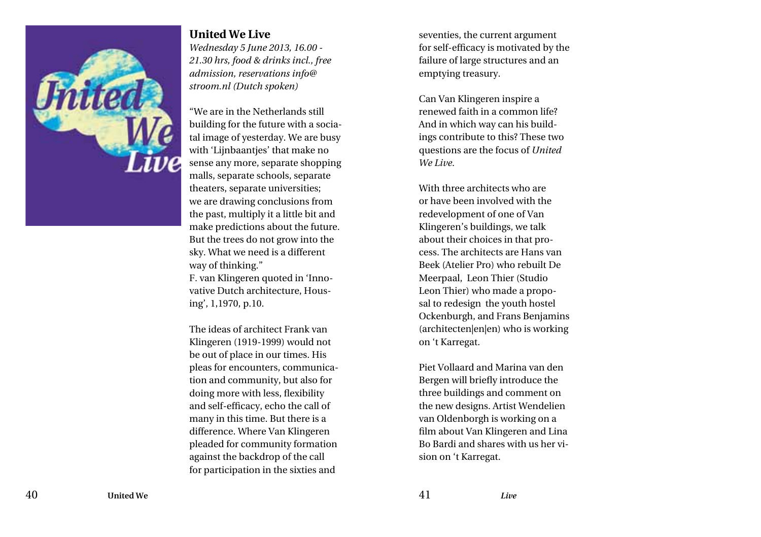## United We Live

*Wednesday 5 June 2013, 16.00 - 21.30 hrs, food & drinks incl., free admission, reservations info@stroom.nl (Dutch spoken)*

"We are in the Netherlands still building for the future with a sociatal image of yesterday. We are busy with 'Lijnbaantjes' that make no sense any more, separate shopping malls, separate schools, separate theaters, separate universities; we are drawing conclusions from the past, multiply it a little bit and make predictions about the future. But the trees do not grow into the sky. What we need is a different way of thinking."
F. van Klingeren quoted in 'Innovative Dutch architecture, Housing', 1,1970, p.10.

The ideas of architect Frank van Klingeren (1919-1999) would not be out of place in our times. His pleas for encounters, communication and community, but also for doing more with less, flexibility and self-efficacy, echo the call of many in this time. But there is a difference. Where Van Klingeren pleaded for community formation against the backdrop of the call for participation in the sixties and seventies, the current argument for self-efficacy is motivated by the failure of large structures and an emptying treasury.

Can Van Klingeren inspire a renewed faith in a common life? And in which way can his buildings contribute to this? These two questions are the focus of *United We Live*.

With three architects who are or have been involved with the redevelopment of one of Van Klingeren's buildings, we talk about their choices in that process. The architects are Hans van Beek (Atelier Pro) who rebuilt De Meerpaal, Leon Thier (Studio Leon Thier) who made a proposal to redesign the youth hostel Ockenburgh, and Frans Benjamins (architecten|en|en) who is working on 't Karregat.

Piet Vollaard and Marina van den Bergen will briefly introduce the three buildings and comment on the new designs. Artist Wendelien van Oldenborgh is working on a film about Van Klingeren and Lina Bo Bardi and shares with us her vision on 't Karregat.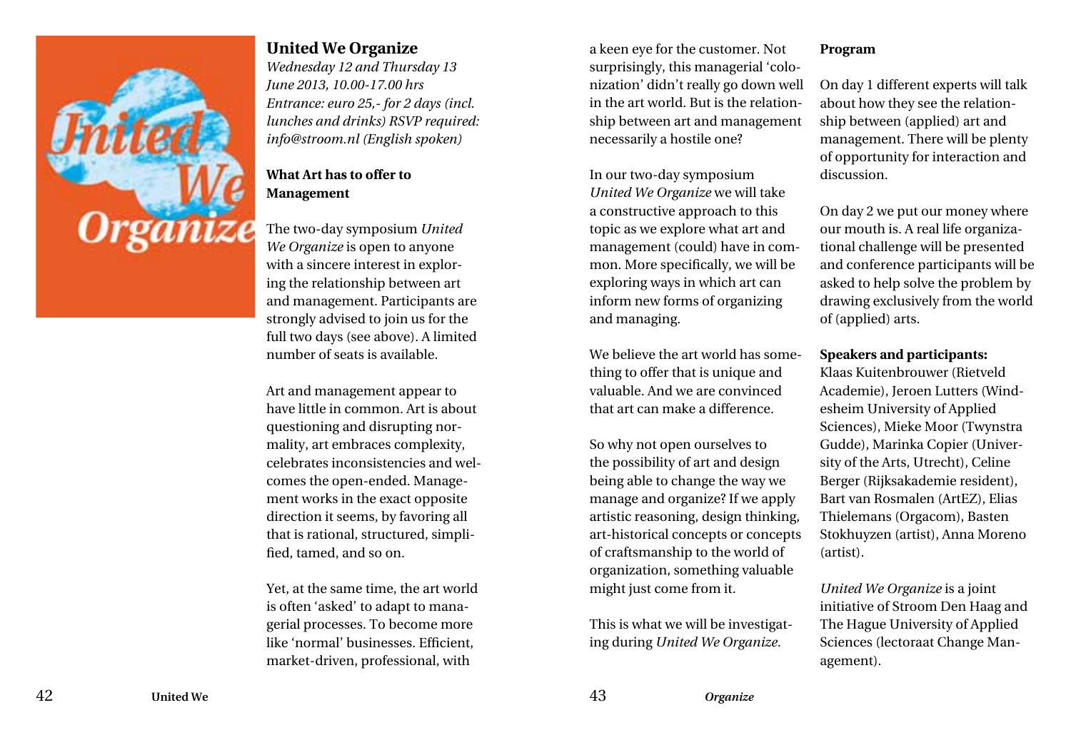## United We Organize

*Wednesday 12 and Thursday 13 June 2013, 10.00-17.00 hrs*
*Entrance: euro 25,- for 2 days (incl. lunches and drinks) RSVP required: info@stroom.nl (English spoken)*

**What Art has to offer to Management**

The two-day symposium *United We Organize* is open to anyone with a sincere interest in exploring the relationship between art and management. Participants are strongly advised to join us for the full two days (see above). A limited number of seats is available.

Art and management appear to have little in common. Art is about questioning and disrupting normality, art embraces complexity, celebrates inconsistencies and welcomes the open-ended. Management works in the exact opposite direction it seems, by favoring all that is rational, structured, simplified, tamed, and so on.

Yet, at the same time, the art world is often 'asked' to adapt to managerial processes. To become more like 'normal' businesses. Efficient, market-driven, professional, with a keen eye for the customer. Not surprisingly, this managerial 'colonization' didn't really go down well in the art world. But is the relationship between art and management necessarily a hostile one?

In our two-day symposium *United We Organize* we will take a constructive approach to this topic as we explore what art and management (could) have in common. More specifically, we will be exploring ways in which art can inform new forms of organizing and managing.

We believe the art world has something to offer that is unique and valuable. And we are convinced that art can make a difference.

So why not open ourselves to the possibility of art and design being able to change the way we manage and organize? If we apply artistic reasoning, design thinking, art-historical concepts or concepts of craftsmanship to the world of organization, something valuable might just come from it.

This is what we will be investigating during *United We Organize*.

**Program**

On day 1 different experts will talk about how they see the relationship between (applied) art and management. There will be plenty of opportunity for interaction and discussion.

On day 2 we put our money where our mouth is. A real life organizational challenge will be presented and conference participants will be asked to help solve the problem by drawing exclusively from the world of (applied) arts.

**Speakers and participants:**
Klaas Kuitenbrouwer (Rietveld Academie), Jeroen Lutters (Windesheim University of Applied Sciences), Mieke Moor (Twynstra Gudde), Marinka Copier (University of the Arts, Utrecht), Celine Berger (Rijksakademie resident), Bart van Rosmalen (ArtEZ), Elias Thielemans (Orgacom), Basten Stokhuyzen (artist), Anna Moreno (artist).

*United We Organize* is a joint initiative of Stroom Den Haag and The Hague University of Applied Sciences (lectoraat Change Management).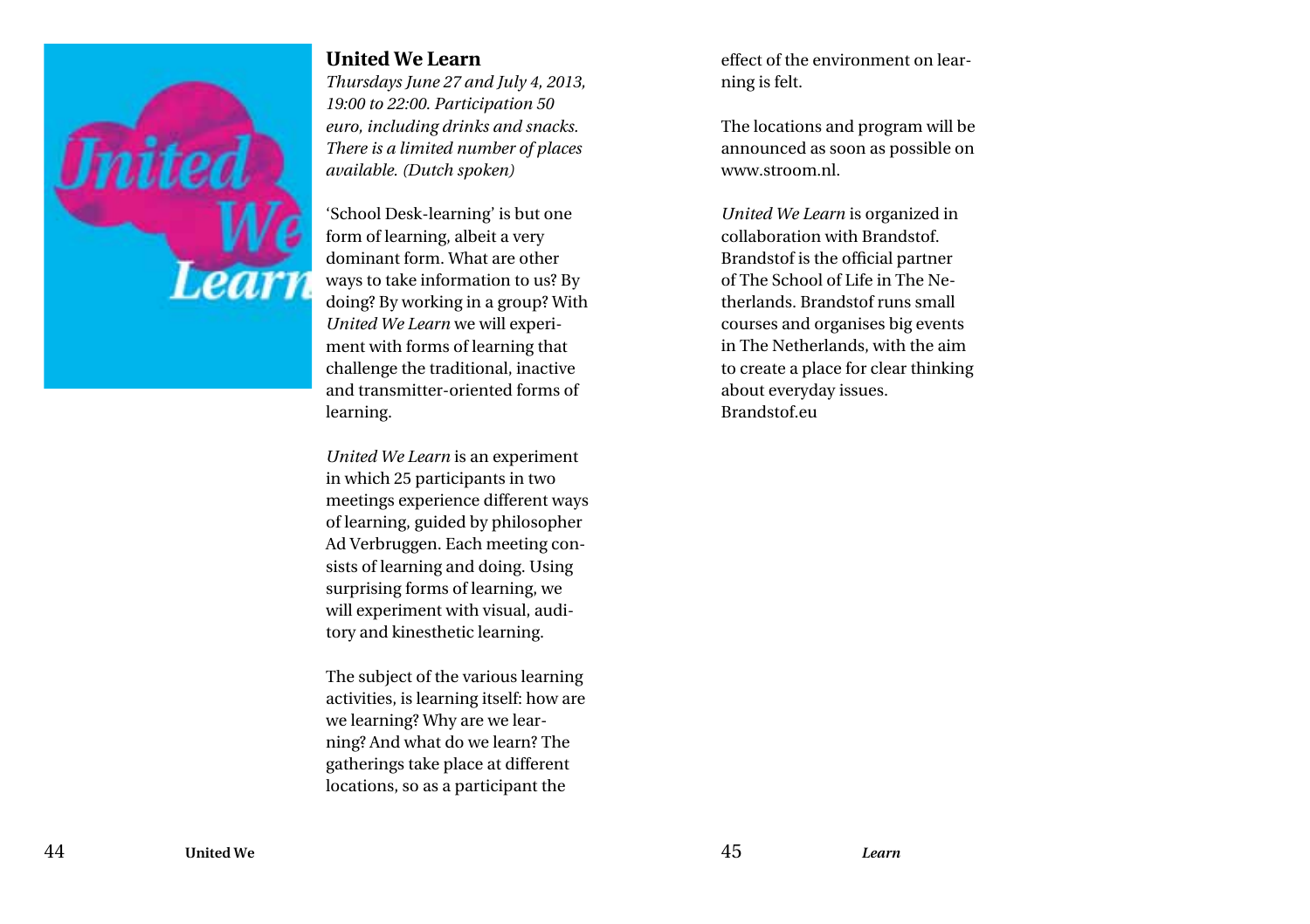## United We Learn

*Thursdays June 27 and July 4, 2013, 19:00 to 22:00. Participation 50 euro, including drinks and snacks. There is a limited number of places available. (Dutch spoken)*

'School Desk-learning' is but one form of learning, albeit a very dominant form. What are other ways to take information to us? By doing? By working in a group? With *United We Learn* we will experiment with forms of learning that challenge the traditional, inactive and transmitter-oriented forms of learning.

*United We Learn* is an experiment in which 25 participants in two meetings experience different ways of learning, guided by philosopher Ad Verbruggen. Each meeting consists of learning and doing. Using surprising forms of learning, we will experiment with visual, auditory and kinesthetic learning.

The subject of the various learning activities, is learning itself: how are we learning? Why are we learning? And what do we learn? The gatherings take place at different locations, so as a participant the effect of the environment on learning is felt.

The locations and program will be announced as soon as possible on www.stroom.nl.

*United We Learn* is organized in collaboration with Brandstof. Brandstof is the official partner of The School of Life in The Netherlands. Brandstof runs small courses and organises big events in The Netherlands, with the aim to create a place for clear thinking about everyday issues.
Brandstof.eu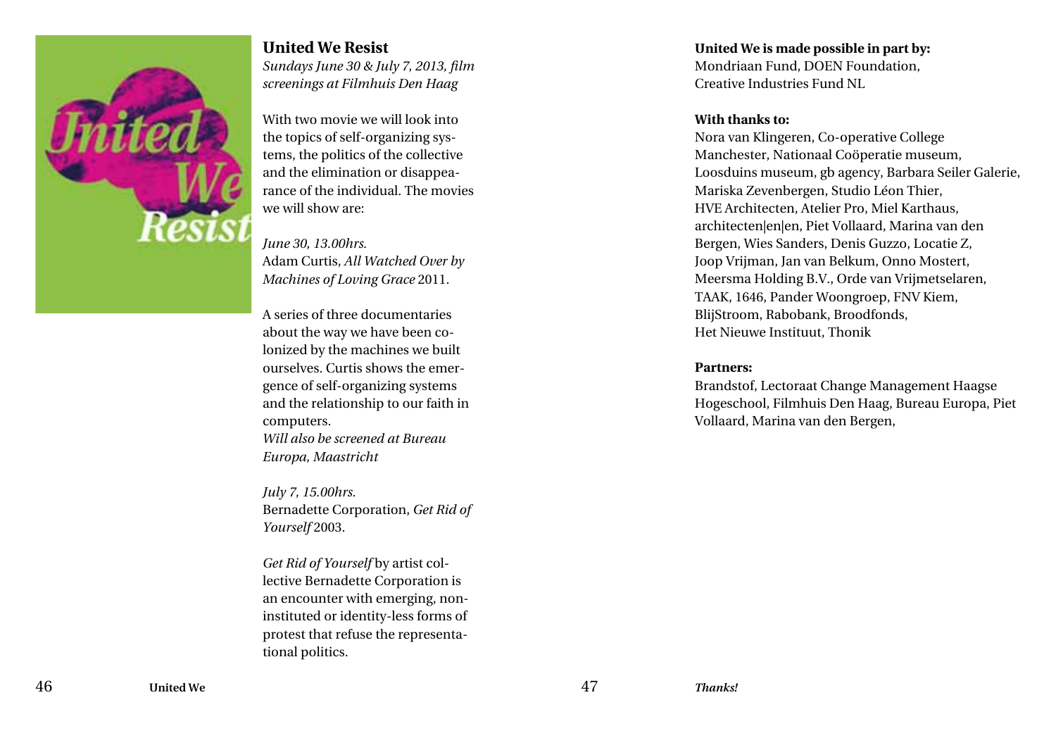## United We Resist

*Sundays June 30 & July 7, 2013, film screenings at Filmhuis Den Haag*

With two movie we will look into the topics of self-organizing systems, the politics of the collective and the elimination or disappearance of the individual. The movies we will show are:

*June 30, 13.00hrs.*
Adam Curtis, *All Watched Over by Machines of Loving Grace* 2011.

A series of three documentaries about the way we have been colonized by the machines we built ourselves. Curtis shows the emergence of self-organizing systems and the relationship to our faith in computers.
*Will also be screened at Bureau Europa, Maastricht*

*July 7, 15.00hrs.*
Bernadette Corporation, *Get Rid of Yourself* 2003.

*Get Rid of Yourself* by artist collective Bernadette Corporation is an encounter with emerging, non-instituted or identity-less forms of protest that refuse the representational politics.

**United We is made possible in part by:**
Mondriaan Fund, DOEN Foundation, Creative Industries Fund NL

**With thanks to:**
Nora van Klingeren, Co-operative College Manchester, Nationaal Coöperatie museum, Loosduins museum, gb agency, Barbara Seiler Galerie, Mariska Zevenbergen, Studio Léon Thier, HVE Architecten, Atelier Pro, Miel Karthaus, architecten|en|en, Piet Vollaard, Marina van den Bergen, Wies Sanders, Denis Guzzo, Locatie Z, Joop Vrijman, Jan van Belkum, Onno Mostert, Meersma Holding B.V., Orde van Vrijmetselaren, TAAK, 1646, Pander Woongroep, FNV Kiem, BlijStroom, Rabobank, Broodfonds, Het Nieuwe Instituut, Thonik

**Partners:**
Brandstof, Lectoraat Change Management Haagse Hogeschool, Filmhuis Den Haag, Bureau Europa, Piet Vollaard, Marina van den Bergen,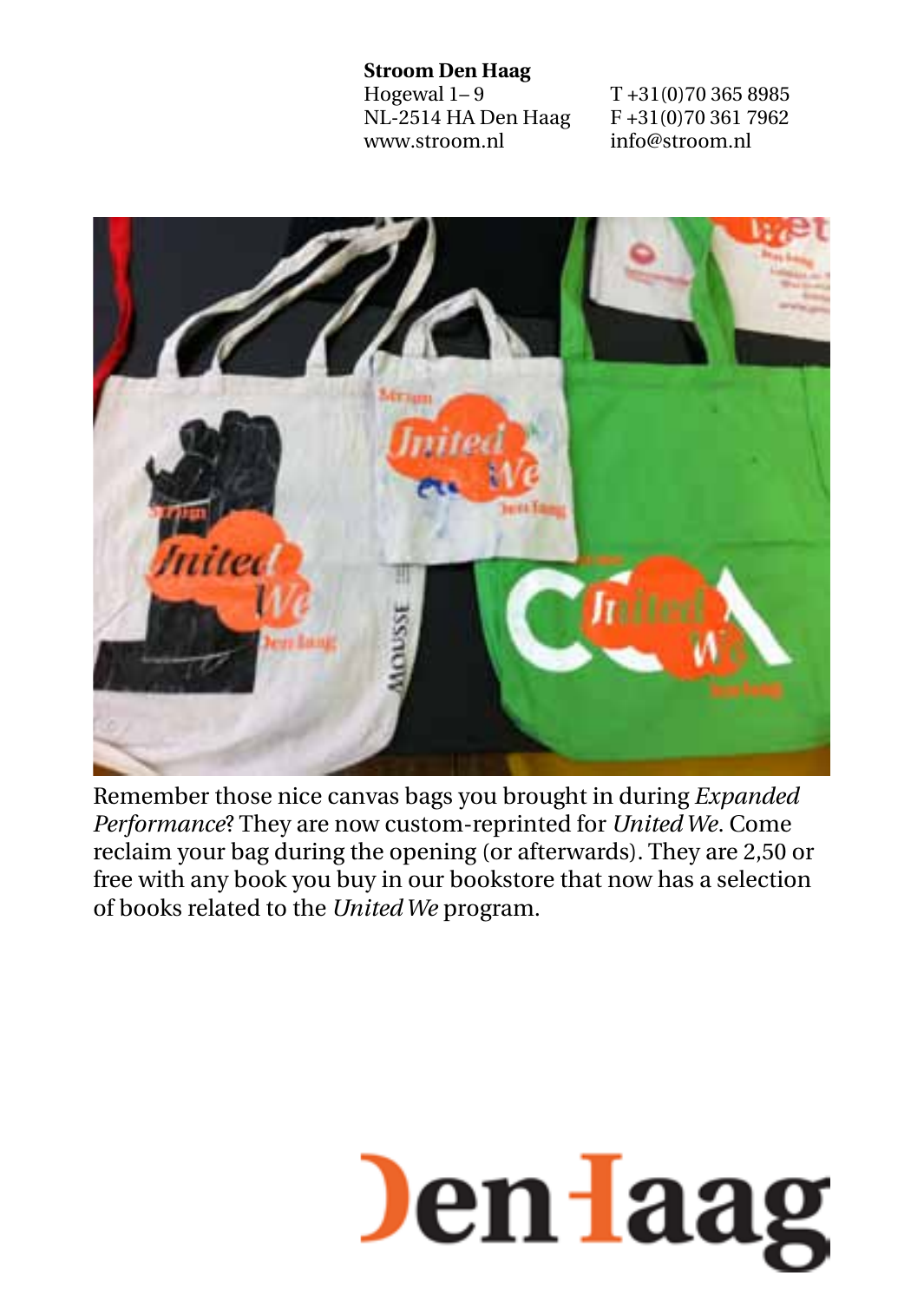**Stroom Den Haag**
Hogewal 1–9
NL-2514 HA Den Haag
www.stroom.nl

T +31(0)70 365 8985
F +31(0)70 361 7962
info@stroom.nl

Remember those nice canvas bags you brought in during *Expanded Performance*? They are now custom-reprinted for *United We*. Come reclaim your bag during the opening (or afterwards). They are 2,50 or free with any book you buy in our bookstore that now has a selection of books related to the *United We* program.